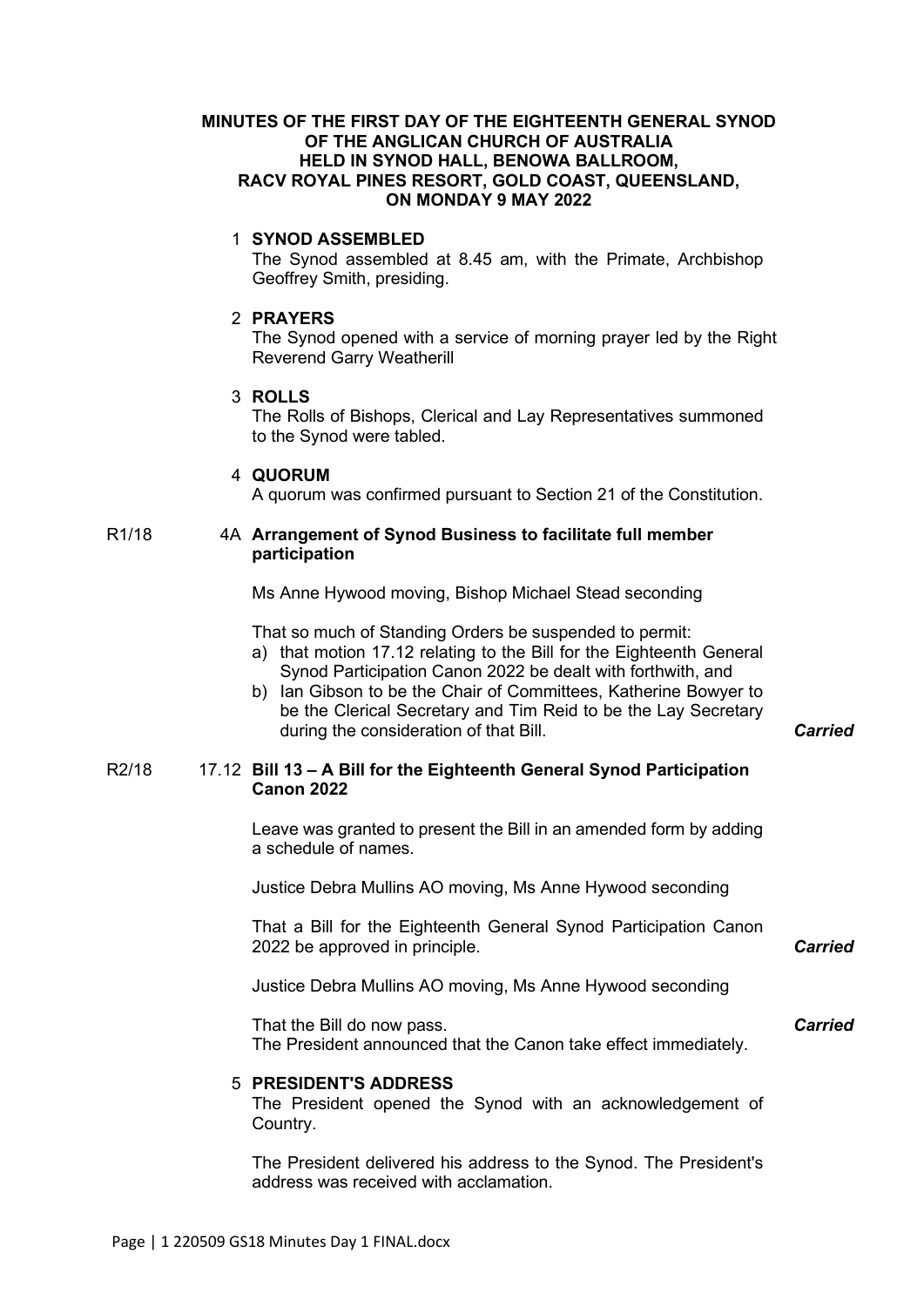# MINUTES OF THE FIRST DAY OF THE EIGHTEENTH GENERAL SYNOD OF THE ANGLICAN CHURCH OF AUSTRALIA HELD IN SYNOD HALL, BENOWA BALLROOM, RACV ROYAL PINES RESORT, GOLD COAST, QUEENSLAND, ON MONDAY 9 MAY 2022

## 1 SYNOD ASSEMBLED

The Synod assembled at 8.45 am, with the Primate, Archbishop Geoffrey Smith, presiding.

## 2 PRAYERS

The Synod opened with a service of morning prayer led by the Right Reverend Garry Weatherill

## 3 ROLLS

The Rolls of Bishops, Clerical and Lay Representatives summoned to the Synod were tabled.

## 4 QUORUM

A quorum was confirmed pursuant to Section 21 of the Constitution.

R1/18

## 4A Arrangement of Synod Business to facilitate full member participation

Ms Anne Hywood moving, Bishop Michael Stead seconding

That so much of Standing Orders be suspended to permit:

a) that motion 17.12 relating to the Bill for the Eighteenth General Synod Participation Canon 2022 be dealt with forthwith, and
b) Ian Gibson to be the Chair of Committees, Katherine Bowyer to be the Clerical Secretary and Tim Reid to be the Lay Secretary during the consideration of that Bill. ***Carried***

R2/18

## 17.12 Bill 13 – A Bill for the Eighteenth General Synod Participation Canon 2022

Leave was granted to present the Bill in an amended form by adding a schedule of names.

Justice Debra Mullins AO moving, Ms Anne Hywood seconding

That a Bill for the Eighteenth General Synod Participation Canon 2022 be approved in principle. ***Carried***

Justice Debra Mullins AO moving, Ms Anne Hywood seconding

That the Bill do now pass. ***Carried***

The President announced that the Canon take effect immediately.

## 5 PRESIDENT'S ADDRESS

The President opened the Synod with an acknowledgement of Country.

The President delivered his address to the Synod. The President's address was received with acclamation.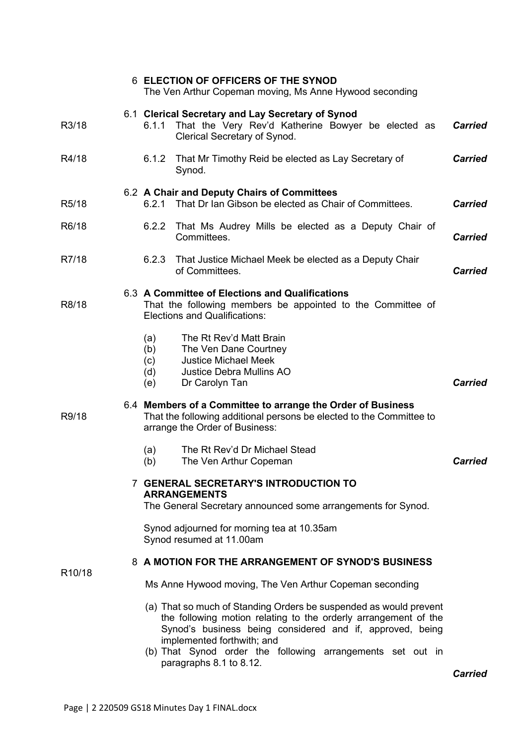## 6 ELECTION OF OFFICERS OF THE SYNOD

The Ven Arthur Copeman moving, Ms Anne Hywood seconding

### 6.1 Clerical Secretary and Lay Secretary of Synod

R3/18 — 6.1.1 That the Very Rev'd Katherine Bowyer be elected as Clerical Secretary of Synod. ***Carried***

R4/18 — 6.1.2 That Mr Timothy Reid be elected as Lay Secretary of Synod. ***Carried***

### 6.2 A Chair and Deputy Chairs of Committees

R5/18 — 6.2.1 That Dr Ian Gibson be elected as Chair of Committees. ***Carried***

R6/18 — 6.2.2 That Ms Audrey Mills be elected as a Deputy Chair of Committees. ***Carried***

R7/18 — 6.2.3 That Justice Michael Meek be elected as a Deputy Chair of Committees. ***Carried***

### 6.3 A Committee of Elections and Qualifications

R8/18 — That the following members be appointed to the Committee of Elections and Qualifications:

(a) The Rt Rev'd Matt Brain
(b) The Ven Dane Courtney
(c) Justice Michael Meek
(d) Justice Debra Mullins AO
(e) Dr Carolyn Tan

***Carried***

### 6.4 Members of a Committee to arrange the Order of Business

R9/18 — That the following additional persons be elected to the Committee to arrange the Order of Business:

(a) The Rt Rev'd Dr Michael Stead
(b) The Ven Arthur Copeman

***Carried***

## 7 GENERAL SECRETARY'S INTRODUCTION TO ARRANGEMENTS

The General Secretary announced some arrangements for Synod.

Synod adjourned for morning tea at 10.35am
Synod resumed at 11.00am

## 8 A MOTION FOR THE ARRANGEMENT OF SYNOD'S BUSINESS

R10/18

Ms Anne Hywood moving, The Ven Arthur Copeman seconding

(a) That so much of Standing Orders be suspended as would prevent the following motion relating to the orderly arrangement of the Synod's business being considered and if, approved, being implemented forthwith; and
(b) That Synod order the following arrangements set out in paragraphs 8.1 to 8.12.

***Carried***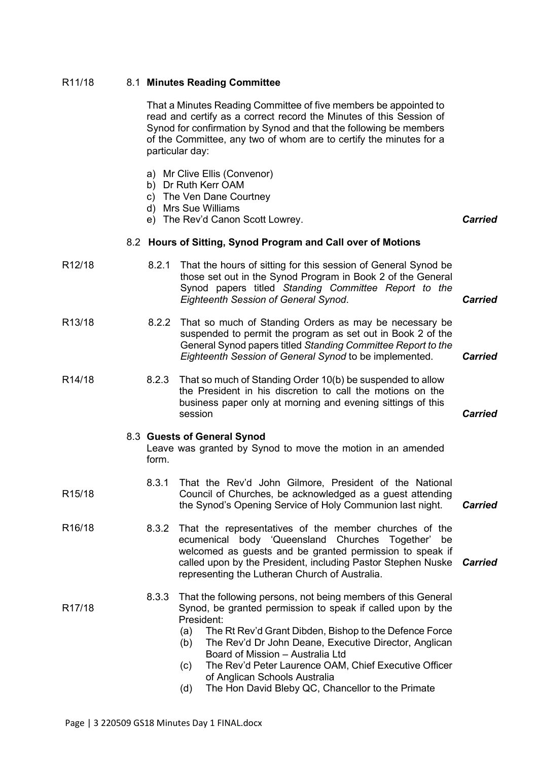R11/18 **8.1 Minutes Reading Committee**

That a Minutes Reading Committee of five members be appointed to read and certify as a correct record the Minutes of this Session of Synod for confirmation by Synod and that the following be members of the Committee, any two of whom are to certify the minutes for a particular day:

a) Mr Clive Ellis (Convenor)
b) Dr Ruth Kerr OAM
c) The Ven Dane Courtney
d) Mrs Sue Williams
e) The Rev'd Canon Scott Lowrey. ***Carried***

**8.2 Hours of Sitting, Synod Program and Call over of Motions**

R12/18 8.2.1 That the hours of sitting for this session of General Synod be those set out in the Synod Program in Book 2 of the General Synod papers titled *Standing Committee Report to the Eighteenth Session of General Synod*. ***Carried***

R13/18 8.2.2 That so much of Standing Orders as may be necessary be suspended to permit the program as set out in Book 2 of the General Synod papers titled *Standing Committee Report to the Eighteenth Session of General Synod* to be implemented. ***Carried***

R14/18 8.2.3 That so much of Standing Order 10(b) be suspended to allow the President in his discretion to call the motions on the business paper only at morning and evening sittings of this session ***Carried***

**8.3 Guests of General Synod**

Leave was granted by Synod to move the motion in an amended form.

R15/18 8.3.1 That the Rev'd John Gilmore, President of the National Council of Churches, be acknowledged as a guest attending the Synod's Opening Service of Holy Communion last night. ***Carried***

R16/18 8.3.2 That the representatives of the member churches of the ecumenical body 'Queensland Churches Together' be welcomed as guests and be granted permission to speak if called upon by the President, including Pastor Stephen Nuske representing the Lutheran Church of Australia. ***Carried***

R17/18 8.3.3 That the following persons, not being members of this General Synod, be granted permission to speak if called upon by the President:

(a) The Rt Rev'd Grant Dibden, Bishop to the Defence Force
(b) The Rev'd Dr John Deane, Executive Director, Anglican Board of Mission – Australia Ltd
(c) The Rev'd Peter Laurence OAM, Chief Executive Officer of Anglican Schools Australia
(d) The Hon David Bleby QC, Chancellor to the Primate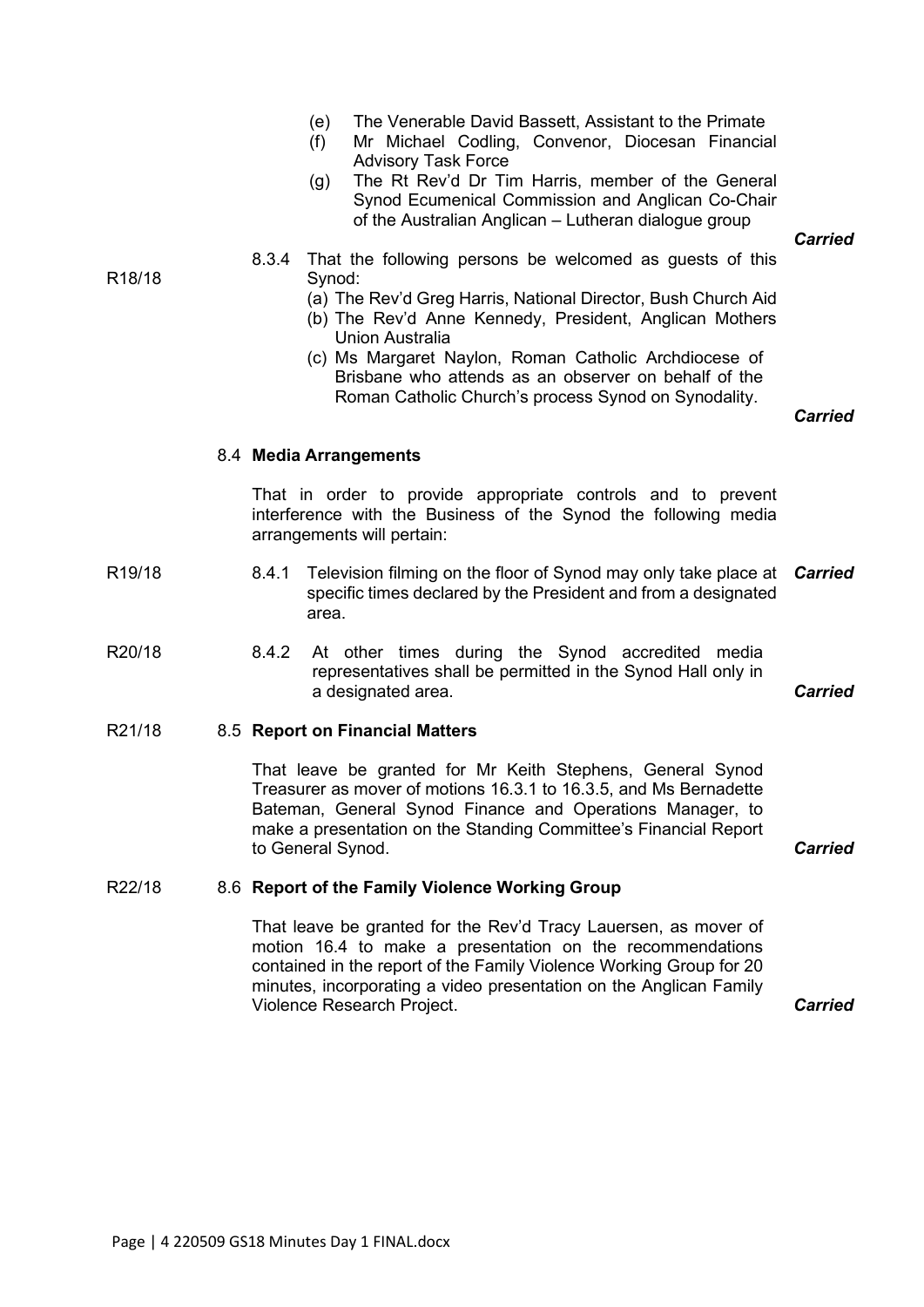(e) The Venerable David Bassett, Assistant to the Primate
(f) Mr Michael Codling, Convenor, Diocesan Financial Advisory Task Force
(g) The Rt Rev'd Dr Tim Harris, member of the General Synod Ecumenical Commission and Anglican Co-Chair of the Australian Anglican – Lutheran dialogue group

***Carried***

R18/18

8.3.4 That the following persons be welcomed as guests of this Synod:

(a) The Rev'd Greg Harris, National Director, Bush Church Aid
(b) The Rev'd Anne Kennedy, President, Anglican Mothers Union Australia
(c) Ms Margaret Naylon, Roman Catholic Archdiocese of Brisbane who attends as an observer on behalf of the Roman Catholic Church's process Synod on Synodality.

***Carried***

**8.4 Media Arrangements**

That in order to provide appropriate controls and to prevent interference with the Business of the Synod the following media arrangements will pertain:

R19/18

8.4.1 Television filming on the floor of Synod may only take place at specific times declared by the President and from a designated area. ***Carried***

R20/18

8.4.2 At other times during the Synod accredited media representatives shall be permitted in the Synod Hall only in a designated area. ***Carried***

R21/18

**8.5 Report on Financial Matters**

That leave be granted for Mr Keith Stephens, General Synod Treasurer as mover of motions 16.3.1 to 16.3.5, and Ms Bernadette Bateman, General Synod Finance and Operations Manager, to make a presentation on the Standing Committee's Financial Report to General Synod. ***Carried***

R22/18

**8.6 Report of the Family Violence Working Group**

That leave be granted for the Rev'd Tracy Lauersen, as mover of motion 16.4 to make a presentation on the recommendations contained in the report of the Family Violence Working Group for 20 minutes, incorporating a video presentation on the Anglican Family Violence Research Project. ***Carried***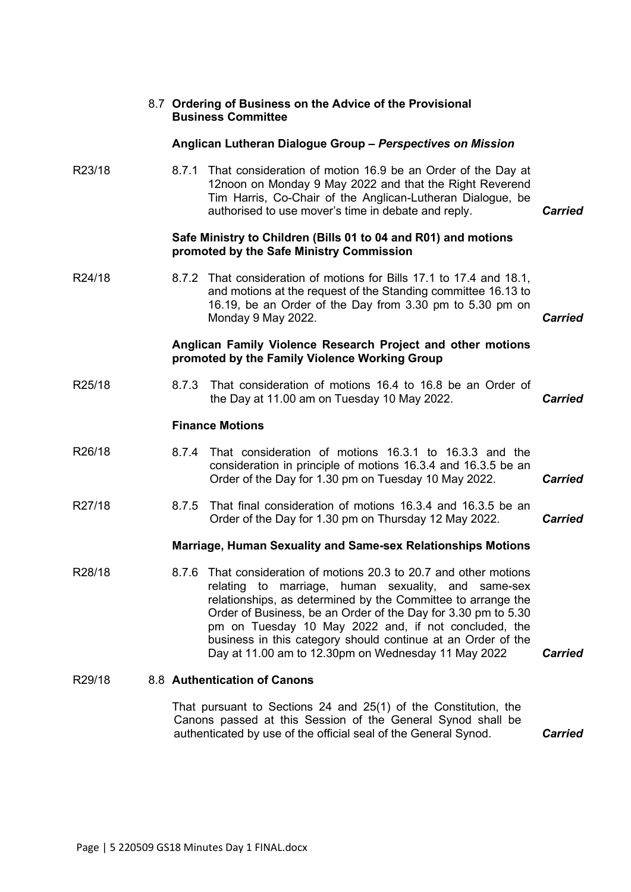### 8.7 Ordering of Business on the Advice of the Provisional Business Committee

**Anglican Lutheran Dialogue Group – *Perspectives on Mission***

R23/18 — 8.7.1 That consideration of motion 16.9 be an Order of the Day at 12noon on Monday 9 May 2022 and that the Right Reverend Tim Harris, Co-Chair of the Anglican-Lutheran Dialogue, be authorised to use mover's time in debate and reply. ***Carried***

**Safe Ministry to Children (Bills 01 to 04 and R01) and motions promoted by the Safe Ministry Commission**

R24/18 — 8.7.2 That consideration of motions for Bills 17.1 to 17.4 and 18.1, and motions at the request of the Standing committee 16.13 to 16.19, be an Order of the Day from 3.30 pm to 5.30 pm on Monday 9 May 2022. ***Carried***

**Anglican Family Violence Research Project and other motions promoted by the Family Violence Working Group**

R25/18 — 8.7.3 That consideration of motions 16.4 to 16.8 be an Order of the Day at 11.00 am on Tuesday 10 May 2022. ***Carried***

**Finance Motions**

R26/18 — 8.7.4 That consideration of motions 16.3.1 to 16.3.3 and the consideration in principle of motions 16.3.4 and 16.3.5 be an Order of the Day for 1.30 pm on Tuesday 10 May 2022. ***Carried***

R27/18 — 8.7.5 That final consideration of motions 16.3.4 and 16.3.5 be an Order of the Day for 1.30 pm on Thursday 12 May 2022. ***Carried***

**Marriage, Human Sexuality and Same-sex Relationships Motions**

R28/18 — 8.7.6 That consideration of motions 20.3 to 20.7 and other motions relating to marriage, human sexuality, and same-sex relationships, as determined by the Committee to arrange the Order of Business, be an Order of the Day for 3.30 pm to 5.30 pm on Tuesday 10 May 2022 and, if not concluded, the business in this category should continue at an Order of the Day at 11.00 am to 12.30pm on Wednesday 11 May 2022 ***Carried***

R29/18 — **8.8 Authentication of Canons**

That pursuant to Sections 24 and 25(1) of the Constitution, the Canons passed at this Session of the General Synod shall be authenticated by use of the official seal of the General Synod. ***Carried***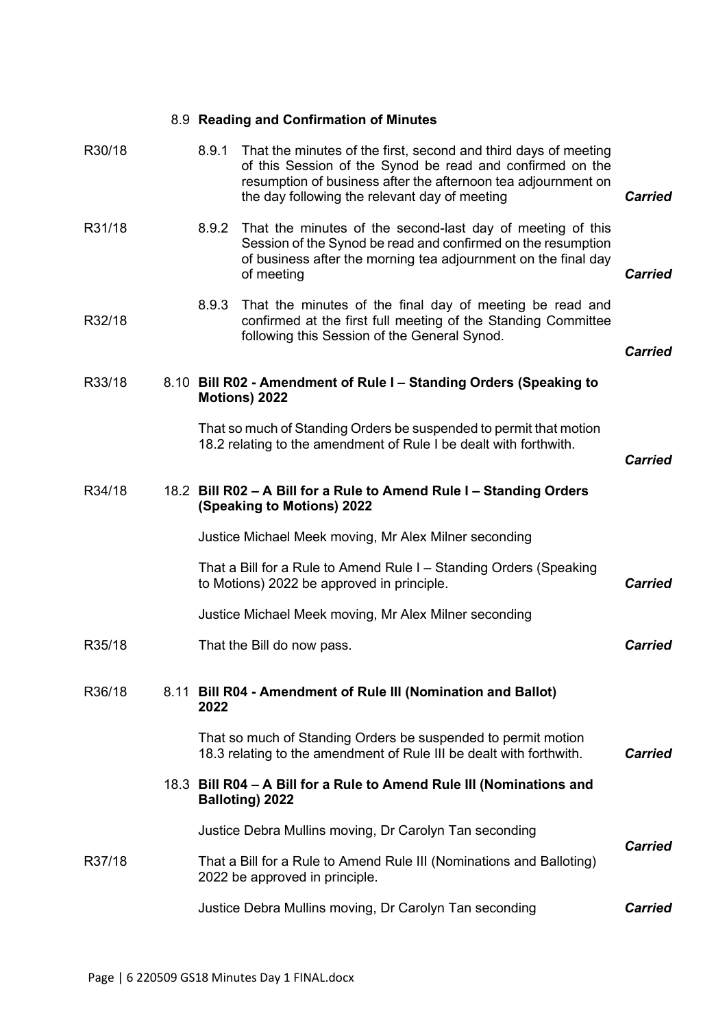**8.9 Reading and Confirmation of Minutes**

R30/18

8.9.1 That the minutes of the first, second and third days of meeting of this Session of the Synod be read and confirmed on the resumption of business after the afternoon tea adjournment on the day following the relevant day of meeting ***Carried***

R31/18

8.9.2 That the minutes of the second-last day of meeting of this Session of the Synod be read and confirmed on the resumption of business after the morning tea adjournment on the final day of meeting ***Carried***

R32/18

8.9.3 That the minutes of the final day of meeting be read and confirmed at the first full meeting of the Standing Committee following this Session of the General Synod. ***Carried***

R33/18

**8.10 Bill R02 - Amendment of Rule I – Standing Orders (Speaking to Motions) 2022**

That so much of Standing Orders be suspended to permit that motion 18.2 relating to the amendment of Rule I be dealt with forthwith. ***Carried***

R34/18

**18.2 Bill R02 – A Bill for a Rule to Amend Rule I – Standing Orders (Speaking to Motions) 2022**

Justice Michael Meek moving, Mr Alex Milner seconding

That a Bill for a Rule to Amend Rule I – Standing Orders (Speaking to Motions) 2022 be approved in principle. ***Carried***

Justice Michael Meek moving, Mr Alex Milner seconding

R35/18

That the Bill do now pass. ***Carried***

R36/18

**8.11 Bill R04 - Amendment of Rule III (Nomination and Ballot) 2022**

That so much of Standing Orders be suspended to permit motion 18.3 relating to the amendment of Rule III be dealt with forthwith. ***Carried***

**18.3 Bill R04 – A Bill for a Rule to Amend Rule III (Nominations and Balloting) 2022**

Justice Debra Mullins moving, Dr Carolyn Tan seconding

R37/18

That a Bill for a Rule to Amend Rule III (Nominations and Balloting) 2022 be approved in principle. ***Carried***

Justice Debra Mullins moving, Dr Carolyn Tan seconding ***Carried***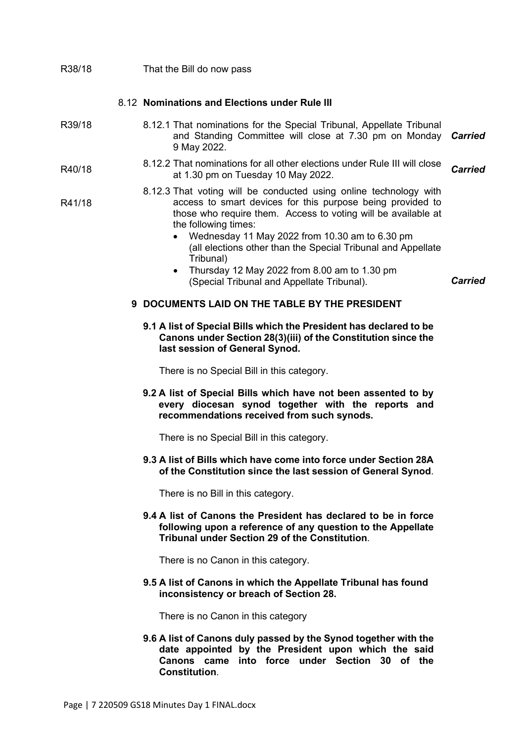R38/18 That the Bill do now pass

### 8.12 Nominations and Elections under Rule III

R39/18 8.12.1 That nominations for the Special Tribunal, Appellate Tribunal and Standing Committee will close at 7.30 pm on Monday 9 May 2022. ***Carried***

R40/18 8.12.2 That nominations for all other elections under Rule III will close at 1.30 pm on Tuesday 10 May 2022. ***Carried***

R41/18 8.12.3 That voting will be conducted using online technology with access to smart devices for this purpose being provided to those who require them. Access to voting will be available at the following times:

- Wednesday 11 May 2022 from 10.30 am to 6.30 pm (all elections other than the Special Tribunal and Appellate Tribunal)
- Thursday 12 May 2022 from 8.00 am to 1.30 pm (Special Tribunal and Appellate Tribunal). ***Carried***

## 9 DOCUMENTS LAID ON THE TABLE BY THE PRESIDENT

**9.1 A list of Special Bills which the President has declared to be Canons under Section 28(3)(iii) of the Constitution since the last session of General Synod.**

There is no Special Bill in this category.

**9.2 A list of Special Bills which have not been assented to by every diocesan synod together with the reports and recommendations received from such synods.**

There is no Special Bill in this category.

**9.3 A list of Bills which have come into force under Section 28A of the Constitution since the last session of General Synod**.

There is no Bill in this category.

**9.4 A list of Canons the President has declared to be in force following upon a reference of any question to the Appellate Tribunal under Section 29 of the Constitution**.

There is no Canon in this category.

**9.5 A list of Canons in which the Appellate Tribunal has found inconsistency or breach of Section 28.**

There is no Canon in this category

**9.6 A list of Canons duly passed by the Synod together with the date appointed by the President upon which the said Canons came into force under Section 30 of the Constitution**.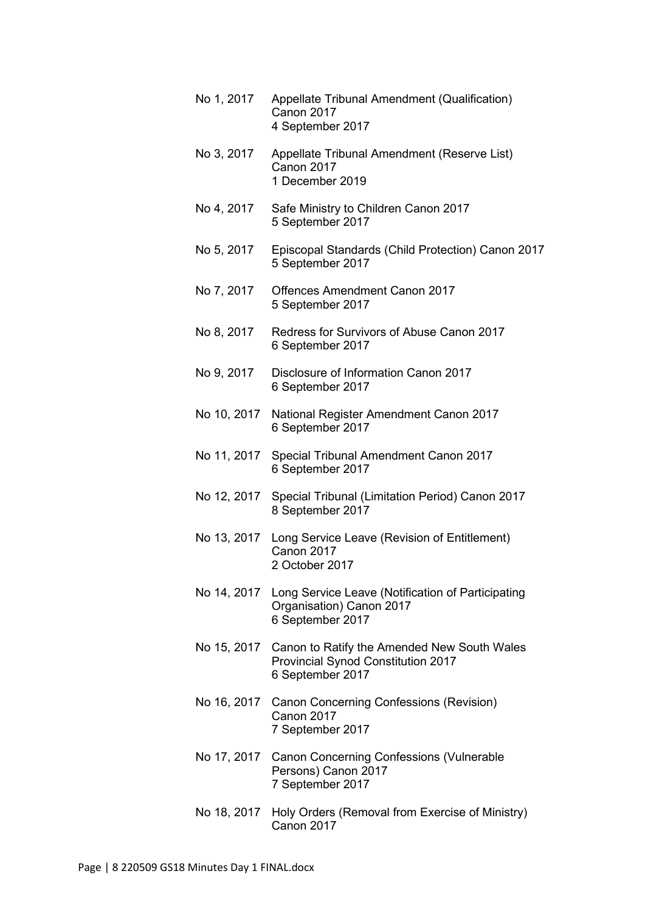| | |
|---|---|
| No 1, 2017 | Appellate Tribunal Amendment (Qualification) Canon 2017<br>4 September 2017 |
| No 3, 2017 | Appellate Tribunal Amendment (Reserve List) Canon 2017<br>1 December 2019 |
| No 4, 2017 | Safe Ministry to Children Canon 2017<br>5 September 2017 |
| No 5, 2017 | Episcopal Standards (Child Protection) Canon 2017<br>5 September 2017 |
| No 7, 2017 | Offences Amendment Canon 2017<br>5 September 2017 |
| No 8, 2017 | Redress for Survivors of Abuse Canon 2017<br>6 September 2017 |
| No 9, 2017 | Disclosure of Information Canon 2017<br>6 September 2017 |
| No 10, 2017 | National Register Amendment Canon 2017<br>6 September 2017 |
| No 11, 2017 | Special Tribunal Amendment Canon 2017<br>6 September 2017 |
| No 12, 2017 | Special Tribunal (Limitation Period) Canon 2017<br>8 September 2017 |
| No 13, 2017 | Long Service Leave (Revision of Entitlement) Canon 2017<br>2 October 2017 |
| No 14, 2017 | Long Service Leave (Notification of Participating Organisation) Canon 2017<br>6 September 2017 |
| No 15, 2017 | Canon to Ratify the Amended New South Wales Provincial Synod Constitution 2017<br>6 September 2017 |
| No 16, 2017 | Canon Concerning Confessions (Revision) Canon 2017<br>7 September 2017 |
| No 17, 2017 | Canon Concerning Confessions (Vulnerable Persons) Canon 2017<br>7 September 2017 |
| No 18, 2017 | Holy Orders (Removal from Exercise of Ministry) Canon 2017 |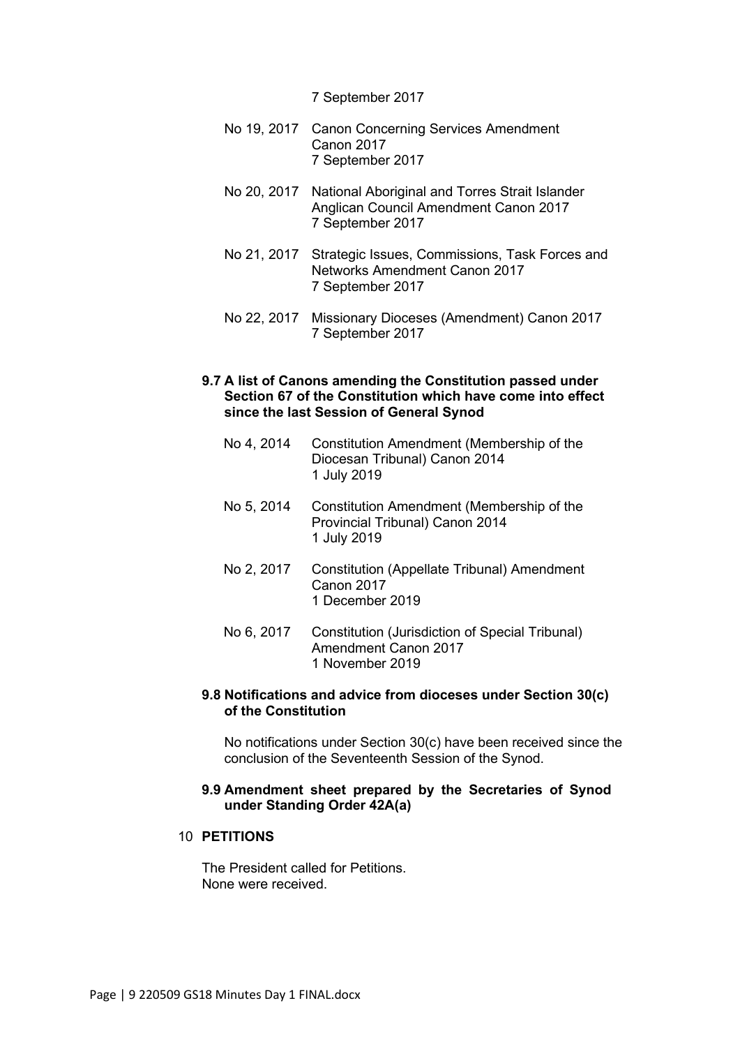7 September 2017

| | |
|---|---|
| No 19, 2017 | Canon Concerning Services Amendment Canon 2017<br>7 September 2017 |
| No 20, 2017 | National Aboriginal and Torres Strait Islander Anglican Council Amendment Canon 2017<br>7 September 2017 |
| No 21, 2017 | Strategic Issues, Commissions, Task Forces and Networks Amendment Canon 2017<br>7 September 2017 |
| No 22, 2017 | Missionary Dioceses (Amendment) Canon 2017<br>7 September 2017 |

**9.7 A list of Canons amending the Constitution passed under Section 67 of the Constitution which have come into effect since the last Session of General Synod**

| | |
|---|---|
| No 4, 2014 | Constitution Amendment (Membership of the Diocesan Tribunal) Canon 2014<br>1 July 2019 |
| No 5, 2014 | Constitution Amendment (Membership of the Provincial Tribunal) Canon 2014<br>1 July 2019 |
| No 2, 2017 | Constitution (Appellate Tribunal) Amendment Canon 2017<br>1 December 2019 |
| No 6, 2017 | Constitution (Jurisdiction of Special Tribunal) Amendment Canon 2017<br>1 November 2019 |

**9.8 Notifications and advice from dioceses under Section 30(c) of the Constitution**

No notifications under Section 30(c) have been received since the conclusion of the Seventeenth Session of the Synod.

**9.9 Amendment sheet prepared by the Secretaries of Synod under Standing Order 42A(a)**

## 10 PETITIONS

The President called for Petitions.
None were received.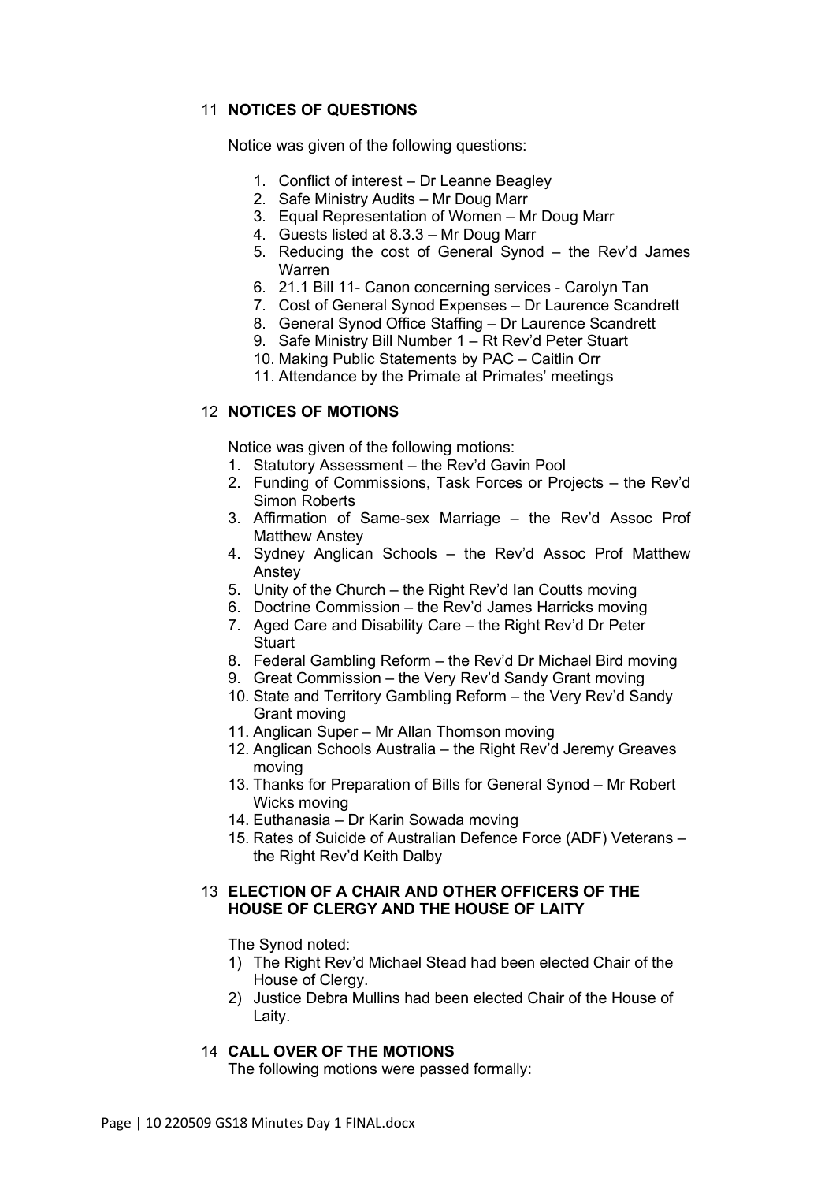## 11 NOTICES OF QUESTIONS

Notice was given of the following questions:

1. Conflict of interest – Dr Leanne Beagley
2. Safe Ministry Audits – Mr Doug Marr
3. Equal Representation of Women – Mr Doug Marr
4. Guests listed at 8.3.3 – Mr Doug Marr
5. Reducing the cost of General Synod – the Rev'd James Warren
6. 21.1 Bill 11- Canon concerning services - Carolyn Tan
7. Cost of General Synod Expenses – Dr Laurence Scandrett
8. General Synod Office Staffing – Dr Laurence Scandrett
9. Safe Ministry Bill Number 1 – Rt Rev'd Peter Stuart
10. Making Public Statements by PAC – Caitlin Orr
11. Attendance by the Primate at Primates' meetings

## 12 NOTICES OF MOTIONS

Notice was given of the following motions:

1. Statutory Assessment – the Rev'd Gavin Pool
2. Funding of Commissions, Task Forces or Projects – the Rev'd Simon Roberts
3. Affirmation of Same-sex Marriage – the Rev'd Assoc Prof Matthew Anstey
4. Sydney Anglican Schools – the Rev'd Assoc Prof Matthew Anstey
5. Unity of the Church – the Right Rev'd Ian Coutts moving
6. Doctrine Commission – the Rev'd James Harricks moving
7. Aged Care and Disability Care – the Right Rev'd Dr Peter Stuart
8. Federal Gambling Reform – the Rev'd Dr Michael Bird moving
9. Great Commission – the Very Rev'd Sandy Grant moving
10. State and Territory Gambling Reform – the Very Rev'd Sandy Grant moving
11. Anglican Super – Mr Allan Thomson moving
12. Anglican Schools Australia – the Right Rev'd Jeremy Greaves moving
13. Thanks for Preparation of Bills for General Synod – Mr Robert Wicks moving
14. Euthanasia – Dr Karin Sowada moving
15. Rates of Suicide of Australian Defence Force (ADF) Veterans – the Right Rev'd Keith Dalby

## 13 ELECTION OF A CHAIR AND OTHER OFFICERS OF THE HOUSE OF CLERGY AND THE HOUSE OF LAITY

The Synod noted:

1) The Right Rev'd Michael Stead had been elected Chair of the House of Clergy.
2) Justice Debra Mullins had been elected Chair of the House of Laity.

## 14 CALL OVER OF THE MOTIONS

The following motions were passed formally: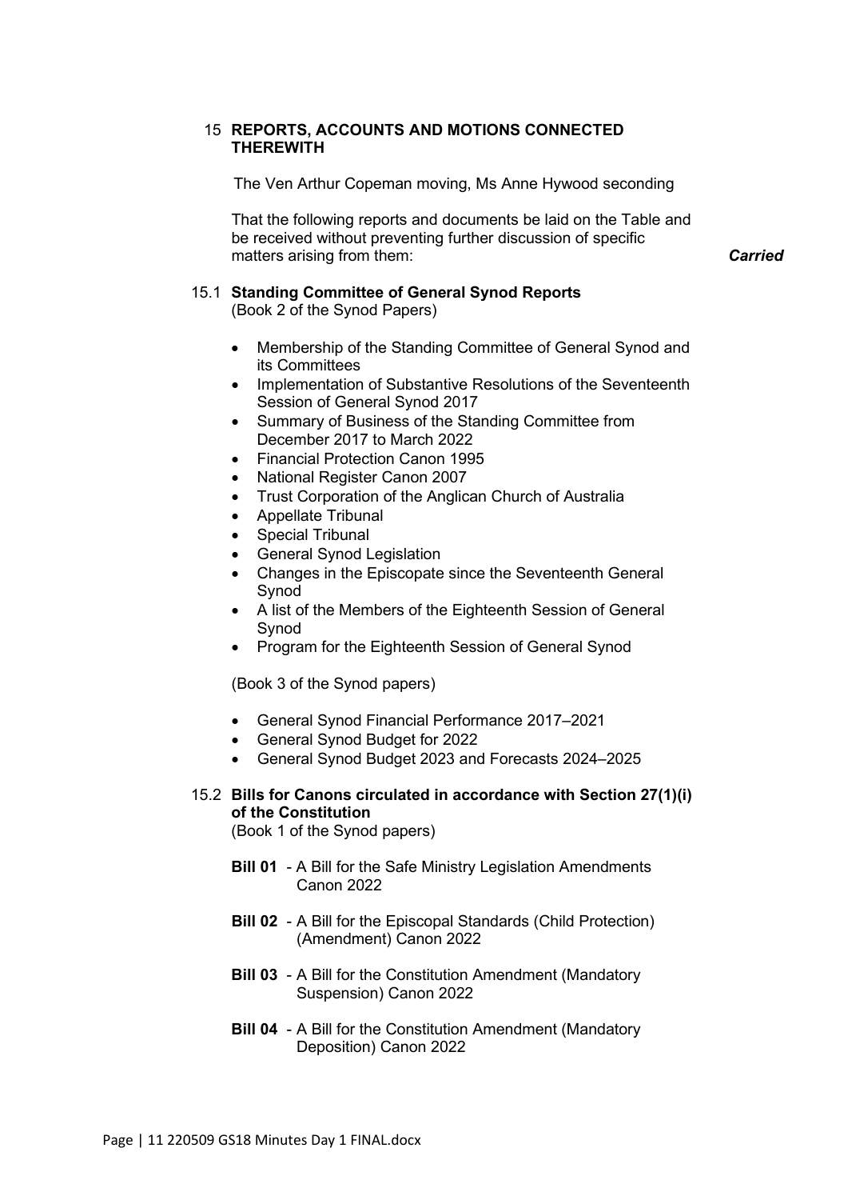## 15 REPORTS, ACCOUNTS AND MOTIONS CONNECTED THEREWITH

The Ven Arthur Copeman moving, Ms Anne Hywood seconding

That the following reports and documents be laid on the Table and be received without preventing further discussion of specific matters arising from them: ***Carried***

### 15.1 Standing Committee of General Synod Reports

(Book 2 of the Synod Papers)

- Membership of the Standing Committee of General Synod and its Committees
- Implementation of Substantive Resolutions of the Seventeenth Session of General Synod 2017
- Summary of Business of the Standing Committee from December 2017 to March 2022
- Financial Protection Canon 1995
- National Register Canon 2007
- Trust Corporation of the Anglican Church of Australia
- Appellate Tribunal
- Special Tribunal
- General Synod Legislation
- Changes in the Episcopate since the Seventeenth General Synod
- A list of the Members of the Eighteenth Session of General Synod
- Program for the Eighteenth Session of General Synod

(Book 3 of the Synod papers)

- General Synod Financial Performance 2017–2021
- General Synod Budget for 2022
- General Synod Budget 2023 and Forecasts 2024–2025

### 15.2 Bills for Canons circulated in accordance with Section 27(1)(i) of the Constitution

(Book 1 of the Synod papers)

**Bill 01** - A Bill for the Safe Ministry Legislation Amendments Canon 2022

**Bill 02** - A Bill for the Episcopal Standards (Child Protection) (Amendment) Canon 2022

**Bill 03** - A Bill for the Constitution Amendment (Mandatory Suspension) Canon 2022

**Bill 04** - A Bill for the Constitution Amendment (Mandatory Deposition) Canon 2022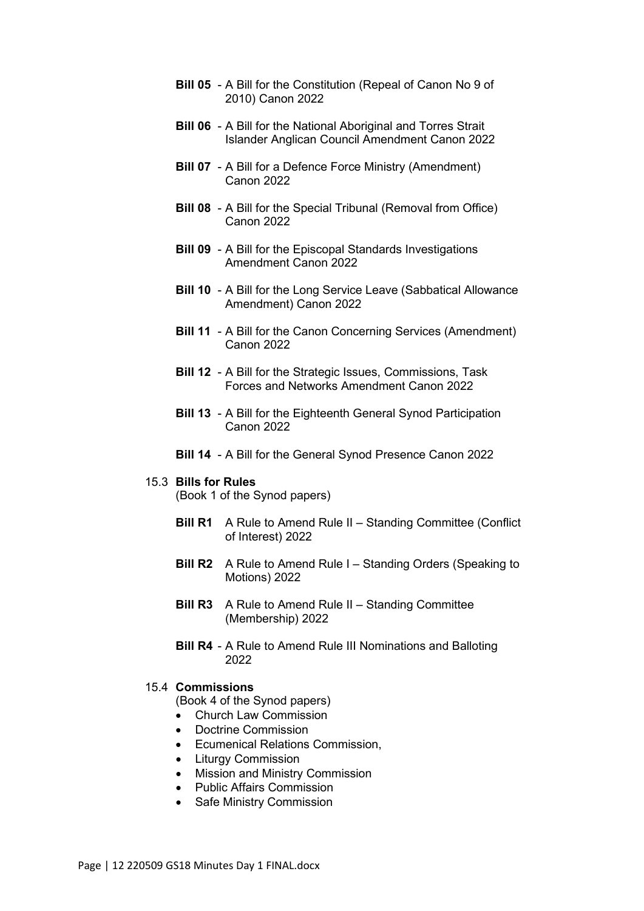**Bill 05** - A Bill for the Constitution (Repeal of Canon No 9 of 2010) Canon 2022

**Bill 06** - A Bill for the National Aboriginal and Torres Strait Islander Anglican Council Amendment Canon 2022

**Bill 07** - A Bill for a Defence Force Ministry (Amendment) Canon 2022

**Bill 08** - A Bill for the Special Tribunal (Removal from Office) Canon 2022

**Bill 09** - A Bill for the Episcopal Standards Investigations Amendment Canon 2022

**Bill 10** - A Bill for the Long Service Leave (Sabbatical Allowance Amendment) Canon 2022

**Bill 11** - A Bill for the Canon Concerning Services (Amendment) Canon 2022

**Bill 12** - A Bill for the Strategic Issues, Commissions, Task Forces and Networks Amendment Canon 2022

**Bill 13** - A Bill for the Eighteenth General Synod Participation Canon 2022

**Bill 14** - A Bill for the General Synod Presence Canon 2022

15.3 **Bills for Rules**
(Book 1 of the Synod papers)

**Bill R1** A Rule to Amend Rule II – Standing Committee (Conflict of Interest) 2022

**Bill R2** A Rule to Amend Rule I – Standing Orders (Speaking to Motions) 2022

**Bill R3** A Rule to Amend Rule II – Standing Committee (Membership) 2022

**Bill R4** - A Rule to Amend Rule III Nominations and Balloting 2022

15.4 **Commissions**
(Book 4 of the Synod papers)

- Church Law Commission
- Doctrine Commission
- Ecumenical Relations Commission,
- Liturgy Commission
- Mission and Ministry Commission
- Public Affairs Commission
- Safe Ministry Commission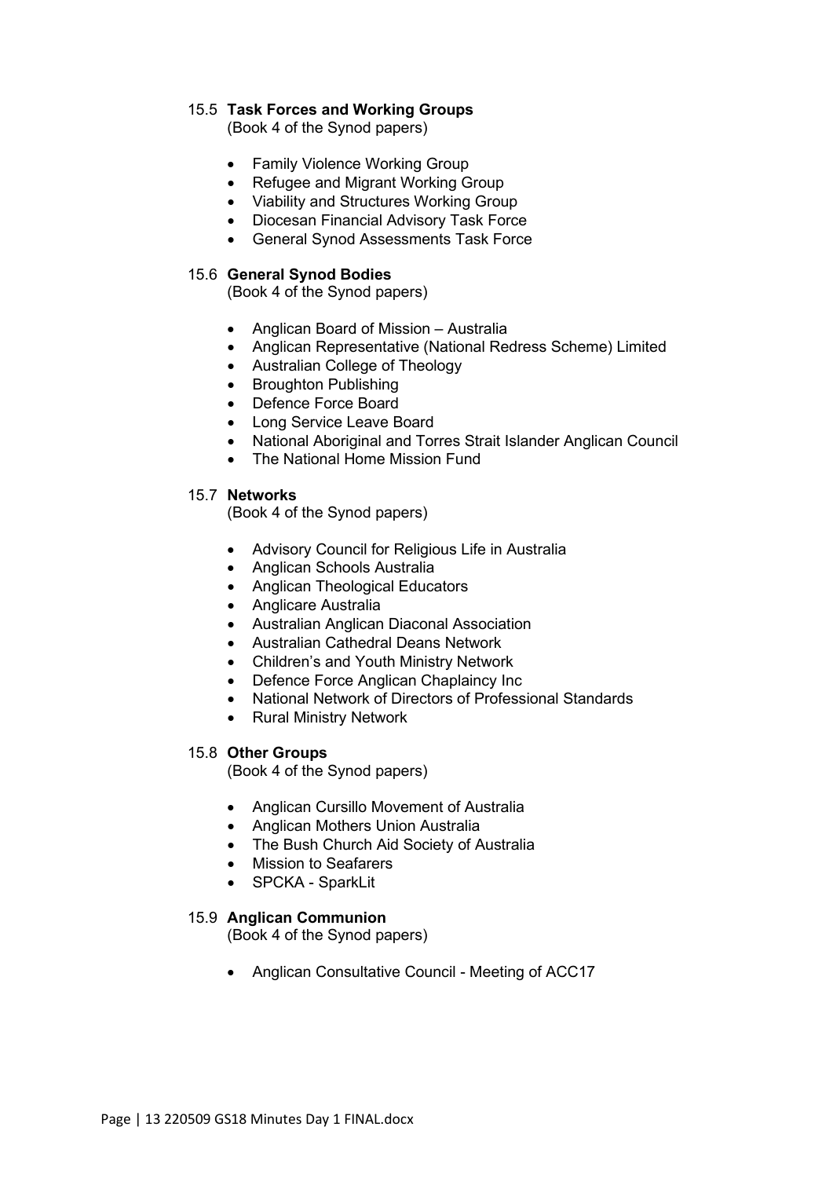15.5 **Task Forces and Working Groups**
(Book 4 of the Synod papers)

- Family Violence Working Group
- Refugee and Migrant Working Group
- Viability and Structures Working Group
- Diocesan Financial Advisory Task Force
- General Synod Assessments Task Force

15.6 **General Synod Bodies**
(Book 4 of the Synod papers)

- Anglican Board of Mission – Australia
- Anglican Representative (National Redress Scheme) Limited
- Australian College of Theology
- Broughton Publishing
- Defence Force Board
- Long Service Leave Board
- National Aboriginal and Torres Strait Islander Anglican Council
- The National Home Mission Fund

15.7 **Networks**
(Book 4 of the Synod papers)

- Advisory Council for Religious Life in Australia
- Anglican Schools Australia
- Anglican Theological Educators
- Anglicare Australia
- Australian Anglican Diaconal Association
- Australian Cathedral Deans Network
- Children's and Youth Ministry Network
- Defence Force Anglican Chaplaincy Inc
- National Network of Directors of Professional Standards
- Rural Ministry Network

15.8 **Other Groups**
(Book 4 of the Synod papers)

- Anglican Cursillo Movement of Australia
- Anglican Mothers Union Australia
- The Bush Church Aid Society of Australia
- Mission to Seafarers
- SPCKA - SparkLit

15.9 **Anglican Communion**
(Book 4 of the Synod papers)

- Anglican Consultative Council - Meeting of ACC17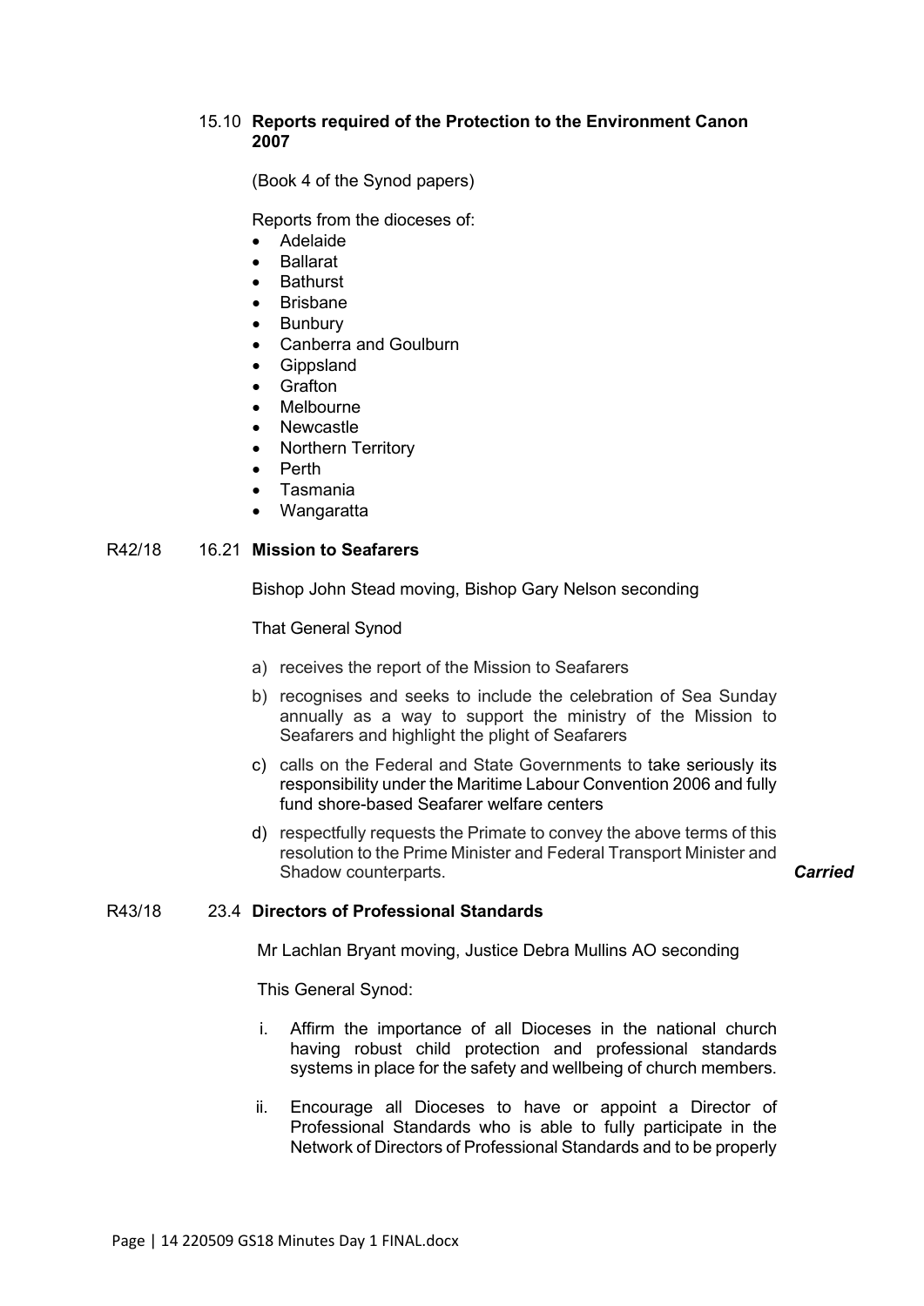### 15.10 **Reports required of the Protection to the Environment Canon 2007**

(Book 4 of the Synod papers)

Reports from the dioceses of:

- Adelaide
- Ballarat
- Bathurst
- Brisbane
- Bunbury
- Canberra and Goulburn
- Gippsland
- Grafton
- Melbourne
- Newcastle
- Northern Territory
- Perth
- Tasmania
- Wangaratta

### R42/18 16.21 **Mission to Seafarers**

Bishop John Stead moving, Bishop Gary Nelson seconding

That General Synod

a) receives the report of the Mission to Seafarers

b) recognises and seeks to include the celebration of Sea Sunday annually as a way to support the ministry of the Mission to Seafarers and highlight the plight of Seafarers

c) calls on the Federal and State Governments to take seriously its responsibility under the Maritime Labour Convention 2006 and fully fund shore-based Seafarer welfare centers

d) respectfully requests the Primate to convey the above terms of this resolution to the Prime Minister and Federal Transport Minister and Shadow counterparts.

***Carried***

### R43/18 23.4 **Directors of Professional Standards**

Mr Lachlan Bryant moving, Justice Debra Mullins AO seconding

This General Synod:

i. Affirm the importance of all Dioceses in the national church having robust child protection and professional standards systems in place for the safety and wellbeing of church members.

ii. Encourage all Dioceses to have or appoint a Director of Professional Standards who is able to fully participate in the Network of Directors of Professional Standards and to be properly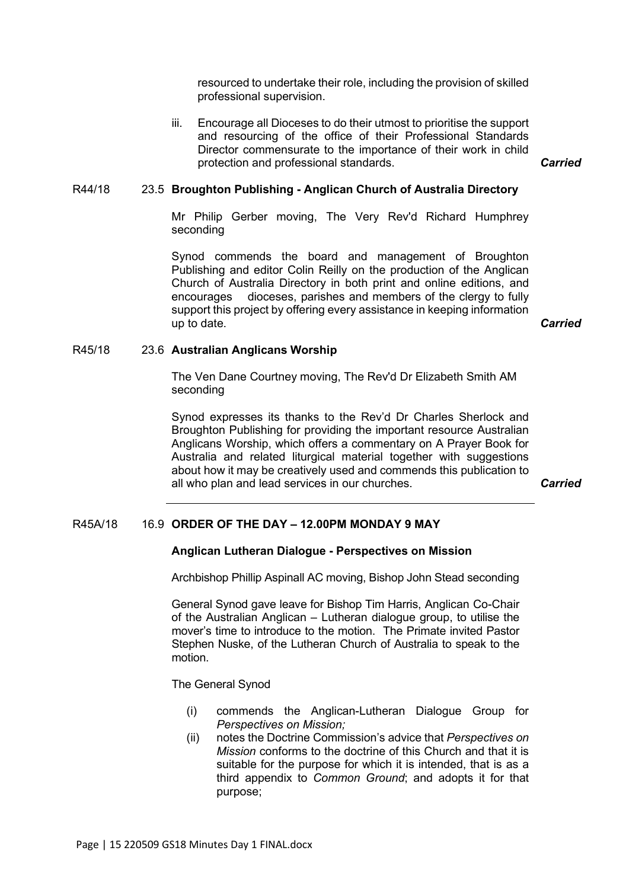resourced to undertake their role, including the provision of skilled professional supervision.

iii. Encourage all Dioceses to do their utmost to prioritise the support and resourcing of the office of their Professional Standards Director commensurate to the importance of their work in child protection and professional standards. ***Carried***

R44/18 23.5 **Broughton Publishing - Anglican Church of Australia Directory**

Mr Philip Gerber moving, The Very Rev'd Richard Humphrey seconding

Synod commends the board and management of Broughton Publishing and editor Colin Reilly on the production of the Anglican Church of Australia Directory in both print and online editions, and encourages dioceses, parishes and members of the clergy to fully support this project by offering every assistance in keeping information up to date. ***Carried***

R45/18 23.6 **Australian Anglicans Worship**

The Ven Dane Courtney moving, The Rev'd Dr Elizabeth Smith AM seconding

Synod expresses its thanks to the Rev'd Dr Charles Sherlock and Broughton Publishing for providing the important resource Australian Anglicans Worship, which offers a commentary on A Prayer Book for Australia and related liturgical material together with suggestions about how it may be creatively used and commends this publication to all who plan and lead services in our churches. ***Carried***

---

R45A/18 16.9 **ORDER OF THE DAY – 12.00PM MONDAY 9 MAY**

**Anglican Lutheran Dialogue - Perspectives on Mission**

Archbishop Phillip Aspinall AC moving, Bishop John Stead seconding

General Synod gave leave for Bishop Tim Harris, Anglican Co-Chair of the Australian Anglican – Lutheran dialogue group, to utilise the mover's time to introduce to the motion. The Primate invited Pastor Stephen Nuske, of the Lutheran Church of Australia to speak to the motion.

The General Synod

(i) commends the Anglican-Lutheran Dialogue Group for *Perspectives on Mission;*
(ii) notes the Doctrine Commission's advice that *Perspectives on Mission* conforms to the doctrine of this Church and that it is suitable for the purpose for which it is intended, that is as a third appendix to *Common Ground*; and adopts it for that purpose;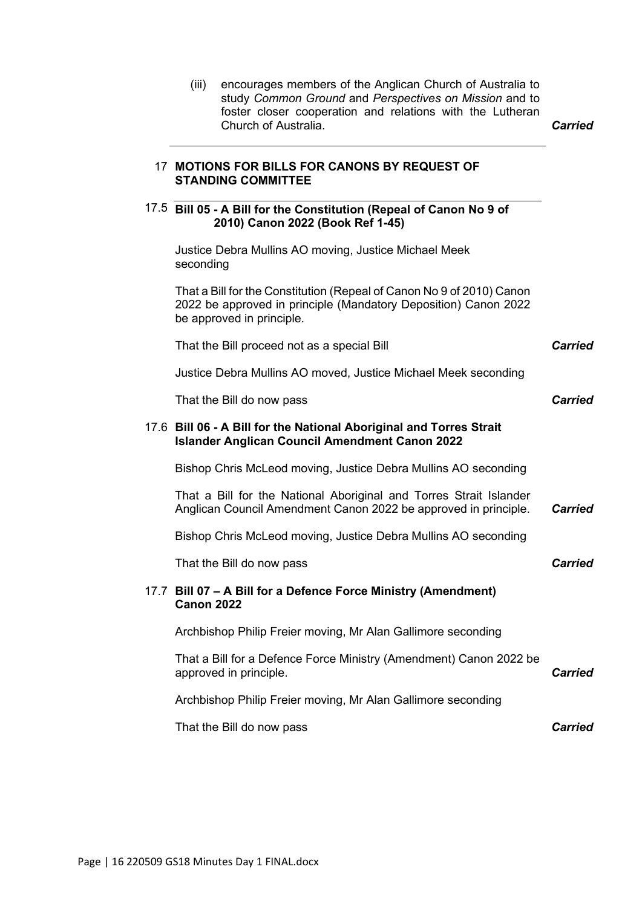(iii) encourages members of the Anglican Church of Australia to study *Common Ground* and *Perspectives on Mission* and to foster closer cooperation and relations with the Lutheran Church of Australia. ***Carried***

## 17 MOTIONS FOR BILLS FOR CANONS BY REQUEST OF STANDING COMMITTEE

### 17.5 Bill 05 - A Bill for the Constitution (Repeal of Canon No 9 of 2010) Canon 2022 (Book Ref 1-45)

Justice Debra Mullins AO moving, Justice Michael Meek seconding

That a Bill for the Constitution (Repeal of Canon No 9 of 2010) Canon 2022 be approved in principle (Mandatory Deposition) Canon 2022 be approved in principle.

That the Bill proceed not as a special Bill ***Carried***

Justice Debra Mullins AO moved, Justice Michael Meek seconding

That the Bill do now pass ***Carried***

### 17.6 Bill 06 - A Bill for the National Aboriginal and Torres Strait Islander Anglican Council Amendment Canon 2022

Bishop Chris McLeod moving, Justice Debra Mullins AO seconding

That a Bill for the National Aboriginal and Torres Strait Islander Anglican Council Amendment Canon 2022 be approved in principle. ***Carried***

Bishop Chris McLeod moving, Justice Debra Mullins AO seconding

That the Bill do now pass ***Carried***

### 17.7 Bill 07 – A Bill for a Defence Force Ministry (Amendment) Canon 2022

Archbishop Philip Freier moving, Mr Alan Gallimore seconding

That a Bill for a Defence Force Ministry (Amendment) Canon 2022 be approved in principle. ***Carried***

Archbishop Philip Freier moving, Mr Alan Gallimore seconding

That the Bill do now pass ***Carried***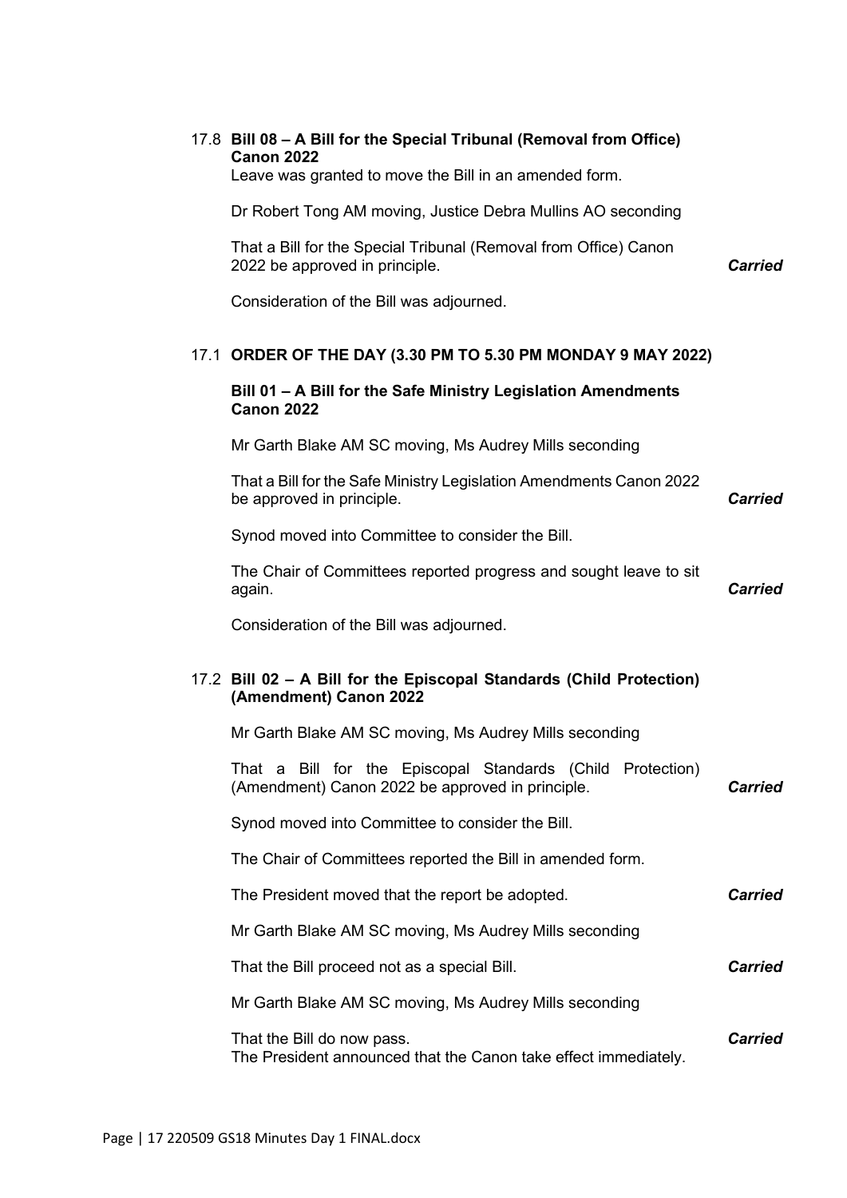17.8 **Bill 08 – A Bill for the Special Tribunal (Removal from Office) Canon 2022**

Leave was granted to move the Bill in an amended form.

Dr Robert Tong AM moving, Justice Debra Mullins AO seconding

That a Bill for the Special Tribunal (Removal from Office) Canon 2022 be approved in principle. ***Carried***

Consideration of the Bill was adjourned.

17.1 **ORDER OF THE DAY (3.30 PM TO 5.30 PM MONDAY 9 MAY 2022)**

**Bill 01 – A Bill for the Safe Ministry Legislation Amendments Canon 2022**

Mr Garth Blake AM SC moving, Ms Audrey Mills seconding

That a Bill for the Safe Ministry Legislation Amendments Canon 2022 be approved in principle. ***Carried***

Synod moved into Committee to consider the Bill.

The Chair of Committees reported progress and sought leave to sit again. ***Carried***

Consideration of the Bill was adjourned.

17.2 **Bill 02 – A Bill for the Episcopal Standards (Child Protection) (Amendment) Canon 2022**

Mr Garth Blake AM SC moving, Ms Audrey Mills seconding

That a Bill for the Episcopal Standards (Child Protection) (Amendment) Canon 2022 be approved in principle. ***Carried***

Synod moved into Committee to consider the Bill.

The Chair of Committees reported the Bill in amended form.

The President moved that the report be adopted. ***Carried***

Mr Garth Blake AM SC moving, Ms Audrey Mills seconding

That the Bill proceed not as a special Bill. ***Carried***

Mr Garth Blake AM SC moving, Ms Audrey Mills seconding

That the Bill do now pass. ***Carried***

The President announced that the Canon take effect immediately.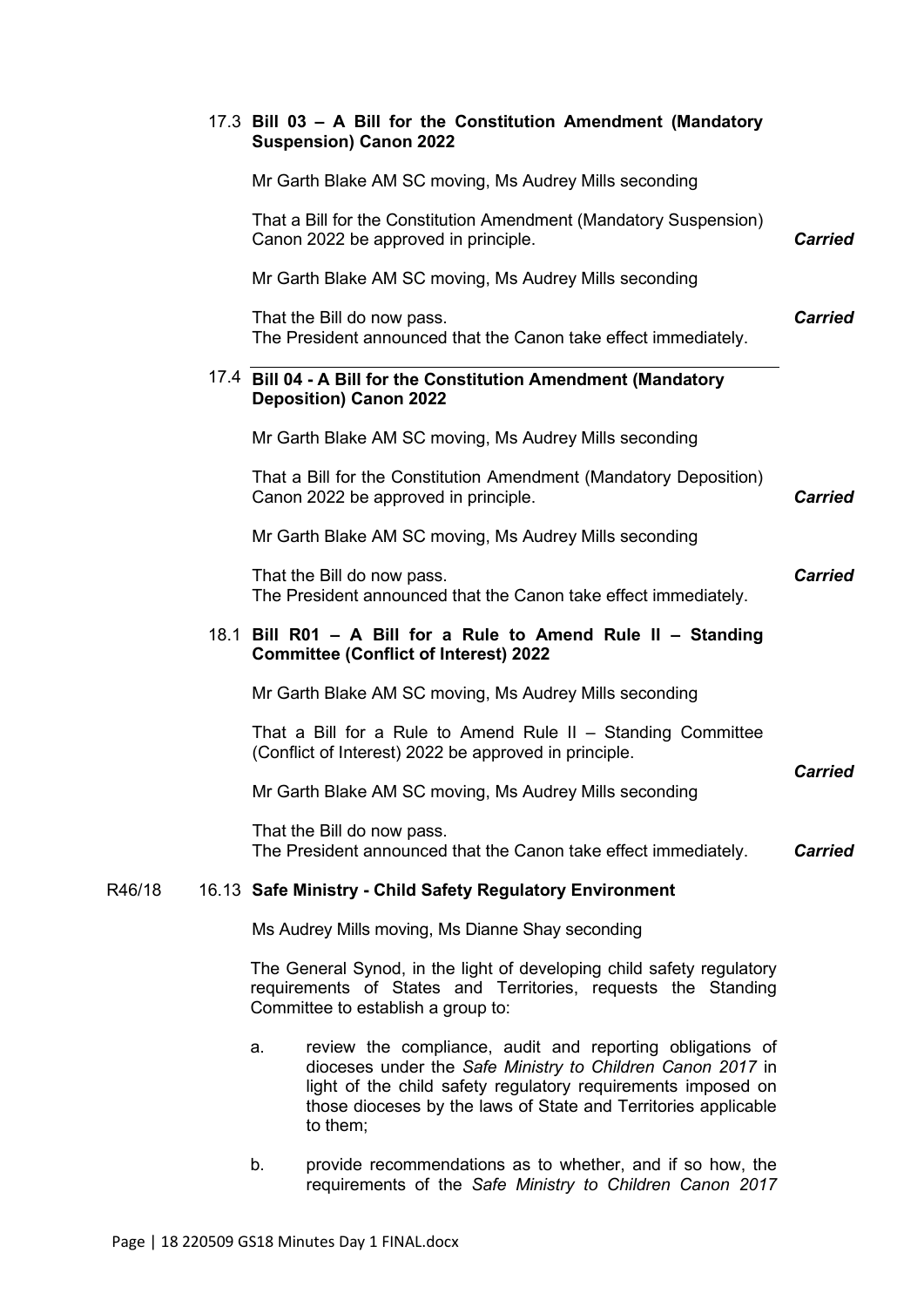### 17.3 Bill 03 – A Bill for the Constitution Amendment (Mandatory Suspension) Canon 2022

Mr Garth Blake AM SC moving, Ms Audrey Mills seconding

That a Bill for the Constitution Amendment (Mandatory Suspension) Canon 2022 be approved in principle. ***Carried***

Mr Garth Blake AM SC moving, Ms Audrey Mills seconding

That the Bill do now pass. ***Carried***
The President announced that the Canon take effect immediately.

### 17.4 Bill 04 - A Bill for the Constitution Amendment (Mandatory Deposition) Canon 2022

Mr Garth Blake AM SC moving, Ms Audrey Mills seconding

That a Bill for the Constitution Amendment (Mandatory Deposition) Canon 2022 be approved in principle. ***Carried***

Mr Garth Blake AM SC moving, Ms Audrey Mills seconding

That the Bill do now pass. ***Carried***
The President announced that the Canon take effect immediately.

### 18.1 Bill R01 – A Bill for a Rule to Amend Rule II – Standing Committee (Conflict of Interest) 2022

Mr Garth Blake AM SC moving, Ms Audrey Mills seconding

That a Bill for a Rule to Amend Rule II – Standing Committee (Conflict of Interest) 2022 be approved in principle. ***Carried***

Mr Garth Blake AM SC moving, Ms Audrey Mills seconding

That the Bill do now pass.
The President announced that the Canon take effect immediately. ***Carried***

R46/18

### 16.13 Safe Ministry - Child Safety Regulatory Environment

Ms Audrey Mills moving, Ms Dianne Shay seconding

The General Synod, in the light of developing child safety regulatory requirements of States and Territories, requests the Standing Committee to establish a group to:

a. review the compliance, audit and reporting obligations of dioceses under the *Safe Ministry to Children Canon 2017* in light of the child safety regulatory requirements imposed on those dioceses by the laws of State and Territories applicable to them;

b. provide recommendations as to whether, and if so how, the requirements of the *Safe Ministry to Children Canon 2017*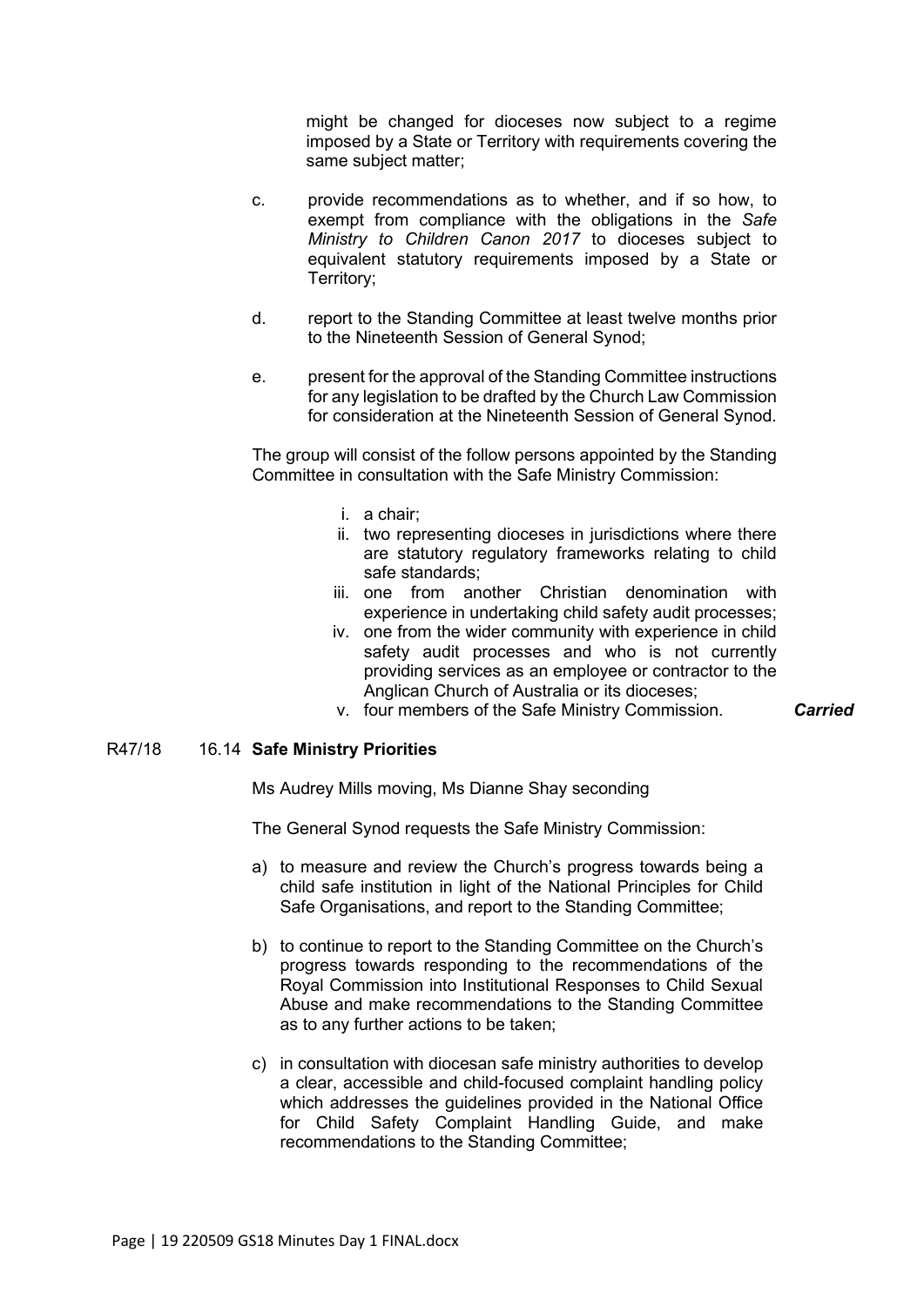might be changed for dioceses now subject to a regime imposed by a State or Territory with requirements covering the same subject matter;

c. provide recommendations as to whether, and if so how, to exempt from compliance with the obligations in the *Safe Ministry to Children Canon 2017* to dioceses subject to equivalent statutory requirements imposed by a State or Territory;

d. report to the Standing Committee at least twelve months prior to the Nineteenth Session of General Synod;

e. present for the approval of the Standing Committee instructions for any legislation to be drafted by the Church Law Commission for consideration at the Nineteenth Session of General Synod.

The group will consist of the follow persons appointed by the Standing Committee in consultation with the Safe Ministry Commission:

i. a chair;
ii. two representing dioceses in jurisdictions where there are statutory regulatory frameworks relating to child safe standards;
iii. one from another Christian denomination with experience in undertaking child safety audit processes;
iv. one from the wider community with experience in child safety audit processes and who is not currently providing services as an employee or contractor to the Anglican Church of Australia or its dioceses;
v. four members of the Safe Ministry Commission.

***Carried***

R47/18 16.14 **Safe Ministry Priorities**

Ms Audrey Mills moving, Ms Dianne Shay seconding

The General Synod requests the Safe Ministry Commission:

a) to measure and review the Church's progress towards being a child safe institution in light of the National Principles for Child Safe Organisations, and report to the Standing Committee;

b) to continue to report to the Standing Committee on the Church's progress towards responding to the recommendations of the Royal Commission into Institutional Responses to Child Sexual Abuse and make recommendations to the Standing Committee as to any further actions to be taken;

c) in consultation with diocesan safe ministry authorities to develop a clear, accessible and child-focused complaint handling policy which addresses the guidelines provided in the National Office for Child Safety Complaint Handling Guide, and make recommendations to the Standing Committee;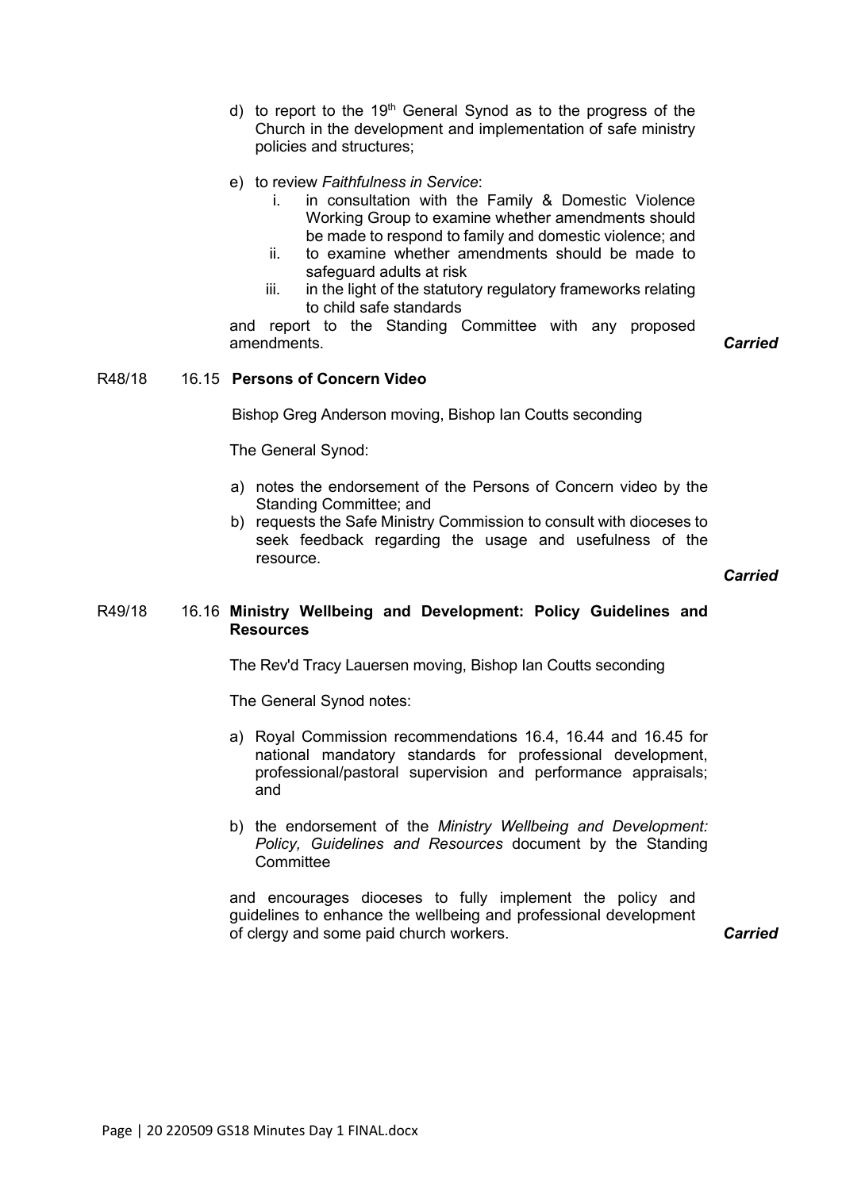d) to report to the 19th General Synod as to the progress of the Church in the development and implementation of safe ministry policies and structures;

e) to review *Faithfulness in Service*:
   i. in consultation with the Family & Domestic Violence Working Group to examine whether amendments should be made to respond to family and domestic violence; and
   ii. to examine whether amendments should be made to safeguard adults at risk
   iii. in the light of the statutory regulatory frameworks relating to child safe standards

and report to the Standing Committee with any proposed amendments.

***Carried***

R48/18 16.15 **Persons of Concern Video**

Bishop Greg Anderson moving, Bishop Ian Coutts seconding

The General Synod:

a) notes the endorsement of the Persons of Concern video by the Standing Committee; and
b) requests the Safe Ministry Commission to consult with dioceses to seek feedback regarding the usage and usefulness of the resource.

***Carried***

R49/18 16.16 **Ministry Wellbeing and Development: Policy Guidelines and Resources**

The Rev'd Tracy Lauersen moving, Bishop Ian Coutts seconding

The General Synod notes:

a) Royal Commission recommendations 16.4, 16.44 and 16.45 for national mandatory standards for professional development, professional/pastoral supervision and performance appraisals; and

b) the endorsement of the *Ministry Wellbeing and Development: Policy, Guidelines and Resources* document by the Standing Committee

and encourages dioceses to fully implement the policy and guidelines to enhance the wellbeing and professional development of clergy and some paid church workers.

***Carried***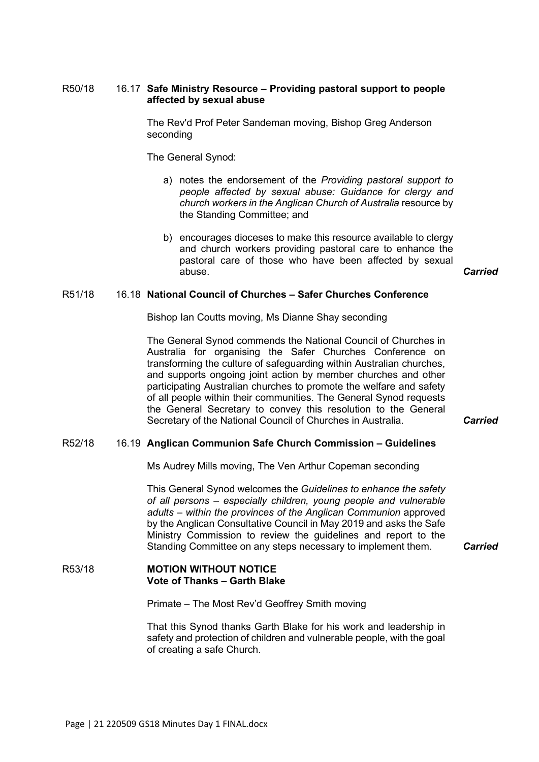R50/18 16.17 **Safe Ministry Resource – Providing pastoral support to people affected by sexual abuse**

The Rev'd Prof Peter Sandeman moving, Bishop Greg Anderson seconding

The General Synod:

a) notes the endorsement of the *Providing pastoral support to people affected by sexual abuse: Guidance for clergy and church workers in the Anglican Church of Australia* resource by the Standing Committee; and

b) encourages dioceses to make this resource available to clergy and church workers providing pastoral care to enhance the pastoral care of those who have been affected by sexual abuse. ***Carried***

R51/18 16.18 **National Council of Churches – Safer Churches Conference**

Bishop Ian Coutts moving, Ms Dianne Shay seconding

The General Synod commends the National Council of Churches in Australia for organising the Safer Churches Conference on transforming the culture of safeguarding within Australian churches, and supports ongoing joint action by member churches and other participating Australian churches to promote the welfare and safety of all people within their communities. The General Synod requests the General Secretary to convey this resolution to the General Secretary of the National Council of Churches in Australia. ***Carried***

R52/18 16.19 **Anglican Communion Safe Church Commission – Guidelines**

Ms Audrey Mills moving, The Ven Arthur Copeman seconding

This General Synod welcomes the *Guidelines to enhance the safety of all persons – especially children, young people and vulnerable adults – within the provinces of the Anglican Communion* approved by the Anglican Consultative Council in May 2019 and asks the Safe Ministry Commission to review the guidelines and report to the Standing Committee on any steps necessary to implement them. ***Carried***

R53/18 **MOTION WITHOUT NOTICE**
**Vote of Thanks – Garth Blake**

Primate – The Most Rev'd Geoffrey Smith moving

That this Synod thanks Garth Blake for his work and leadership in safety and protection of children and vulnerable people, with the goal of creating a safe Church.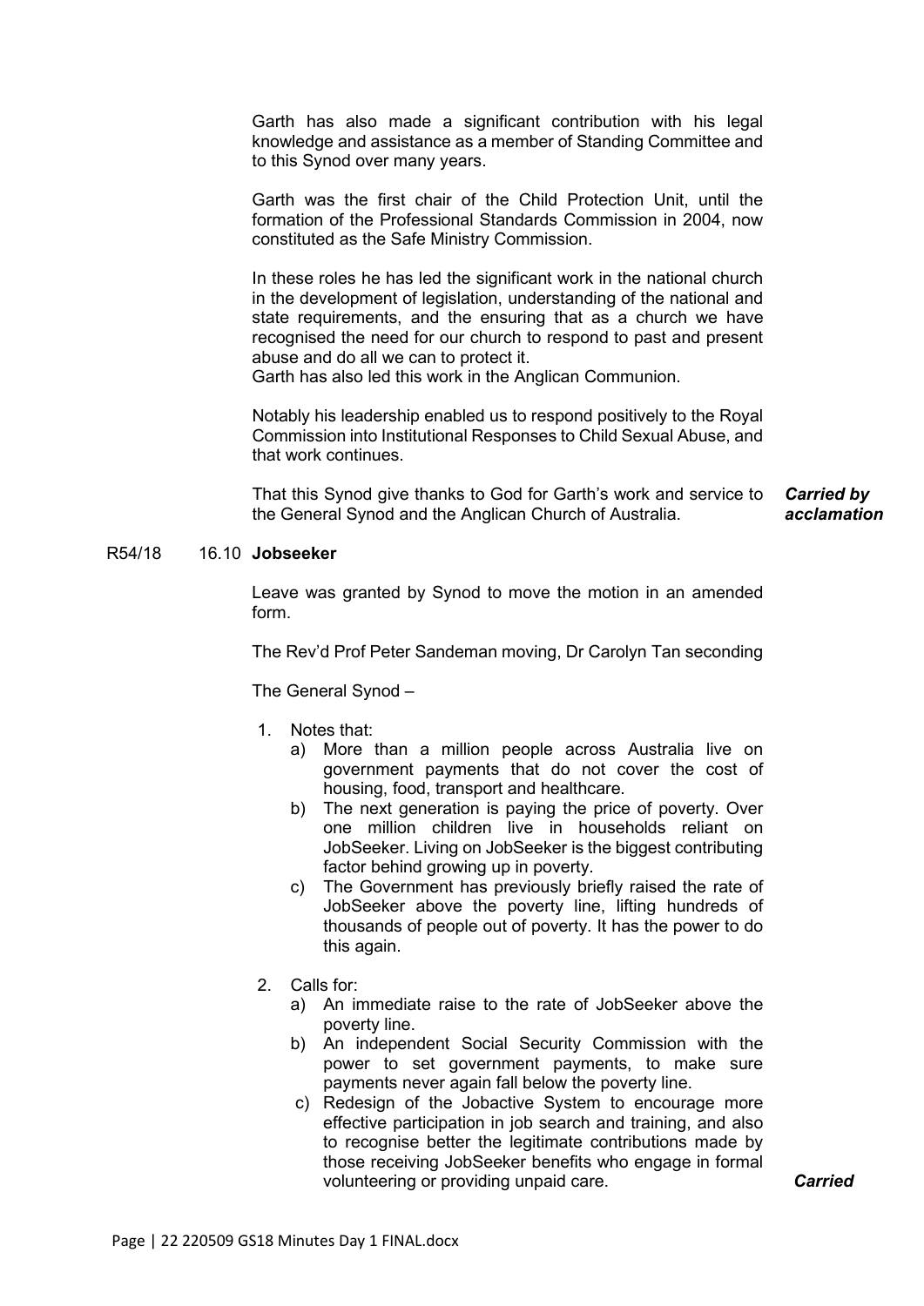Garth has also made a significant contribution with his legal knowledge and assistance as a member of Standing Committee and to this Synod over many years.

Garth was the first chair of the Child Protection Unit, until the formation of the Professional Standards Commission in 2004, now constituted as the Safe Ministry Commission.

In these roles he has led the significant work in the national church in the development of legislation, understanding of the national and state requirements, and the ensuring that as a church we have recognised the need for our church to respond to past and present abuse and do all we can to protect it.
Garth has also led this work in the Anglican Communion.

Notably his leadership enabled us to respond positively to the Royal Commission into Institutional Responses to Child Sexual Abuse, and that work continues.

That this Synod give thanks to God for Garth's work and service to the General Synod and the Anglican Church of Australia. ***Carried by acclamation***

R54/18 16.10 **Jobseeker**

Leave was granted by Synod to move the motion in an amended form.

The Rev'd Prof Peter Sandeman moving, Dr Carolyn Tan seconding

The General Synod –

1. Notes that:
   a) More than a million people across Australia live on government payments that do not cover the cost of housing, food, transport and healthcare.
   b) The next generation is paying the price of poverty. Over one million children live in households reliant on JobSeeker. Living on JobSeeker is the biggest contributing factor behind growing up in poverty.
   c) The Government has previously briefly raised the rate of JobSeeker above the poverty line, lifting hundreds of thousands of people out of poverty. It has the power to do this again.

2. Calls for:
   a) An immediate raise to the rate of JobSeeker above the poverty line.
   b) An independent Social Security Commission with the power to set government payments, to make sure payments never again fall below the poverty line.
   c) Redesign of the Jobactive System to encourage more effective participation in job search and training, and also to recognise better the legitimate contributions made by those receiving JobSeeker benefits who engage in formal volunteering or providing unpaid care. ***Carried***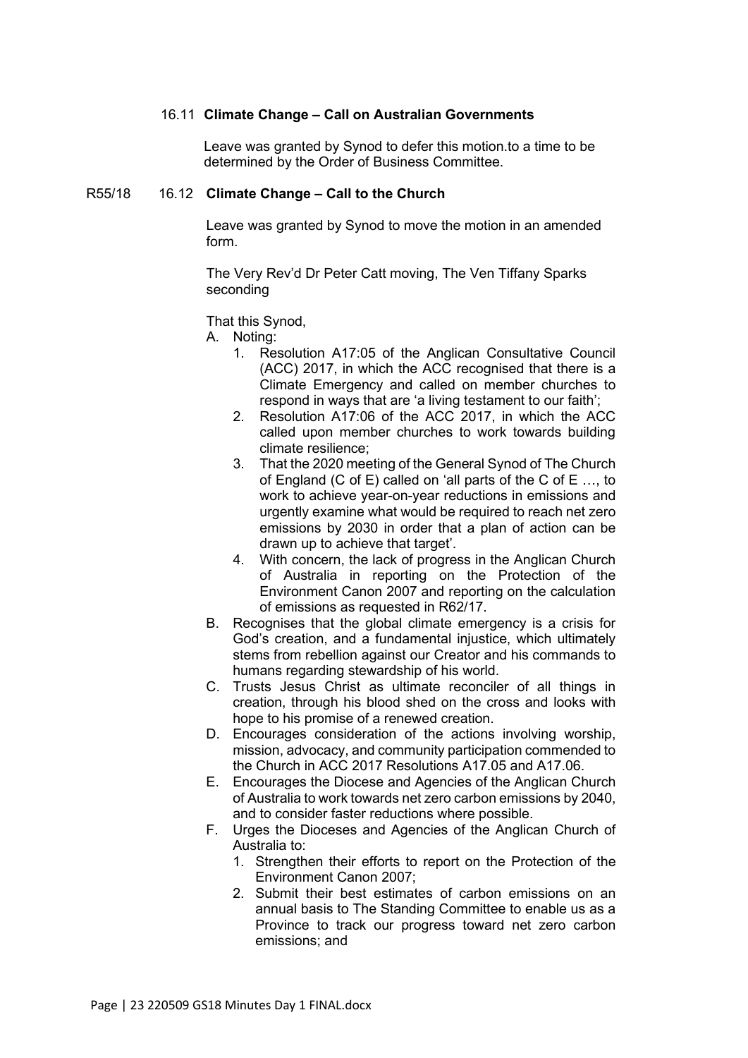16.11 **Climate Change – Call on Australian Governments**

Leave was granted by Synod to defer this motion.to a time to be determined by the Order of Business Committee.

R55/18 16.12 **Climate Change – Call to the Church**

Leave was granted by Synod to move the motion in an amended form.

The Very Rev'd Dr Peter Catt moving, The Ven Tiffany Sparks seconding

That this Synod,

A. Noting:
   1. Resolution A17:05 of the Anglican Consultative Council (ACC) 2017, in which the ACC recognised that there is a Climate Emergency and called on member churches to respond in ways that are 'a living testament to our faith';
   2. Resolution A17:06 of the ACC 2017, in which the ACC called upon member churches to work towards building climate resilience;
   3. That the 2020 meeting of the General Synod of The Church of England (C of E) called on 'all parts of the C of E …, to work to achieve year-on-year reductions in emissions and urgently examine what would be required to reach net zero emissions by 2030 in order that a plan of action can be drawn up to achieve that target'.
   4. With concern, the lack of progress in the Anglican Church of Australia in reporting on the Protection of the Environment Canon 2007 and reporting on the calculation of emissions as requested in R62/17.
B. Recognises that the global climate emergency is a crisis for God's creation, and a fundamental injustice, which ultimately stems from rebellion against our Creator and his commands to humans regarding stewardship of his world.
C. Trusts Jesus Christ as ultimate reconciler of all things in creation, through his blood shed on the cross and looks with hope to his promise of a renewed creation.
D. Encourages consideration of the actions involving worship, mission, advocacy, and community participation commended to the Church in ACC 2017 Resolutions A17.05 and A17.06.
E. Encourages the Diocese and Agencies of the Anglican Church of Australia to work towards net zero carbon emissions by 2040, and to consider faster reductions where possible.
F. Urges the Dioceses and Agencies of the Anglican Church of Australia to:
   1. Strengthen their efforts to report on the Protection of the Environment Canon 2007;
   2. Submit their best estimates of carbon emissions on an annual basis to The Standing Committee to enable us as a Province to track our progress toward net zero carbon emissions; and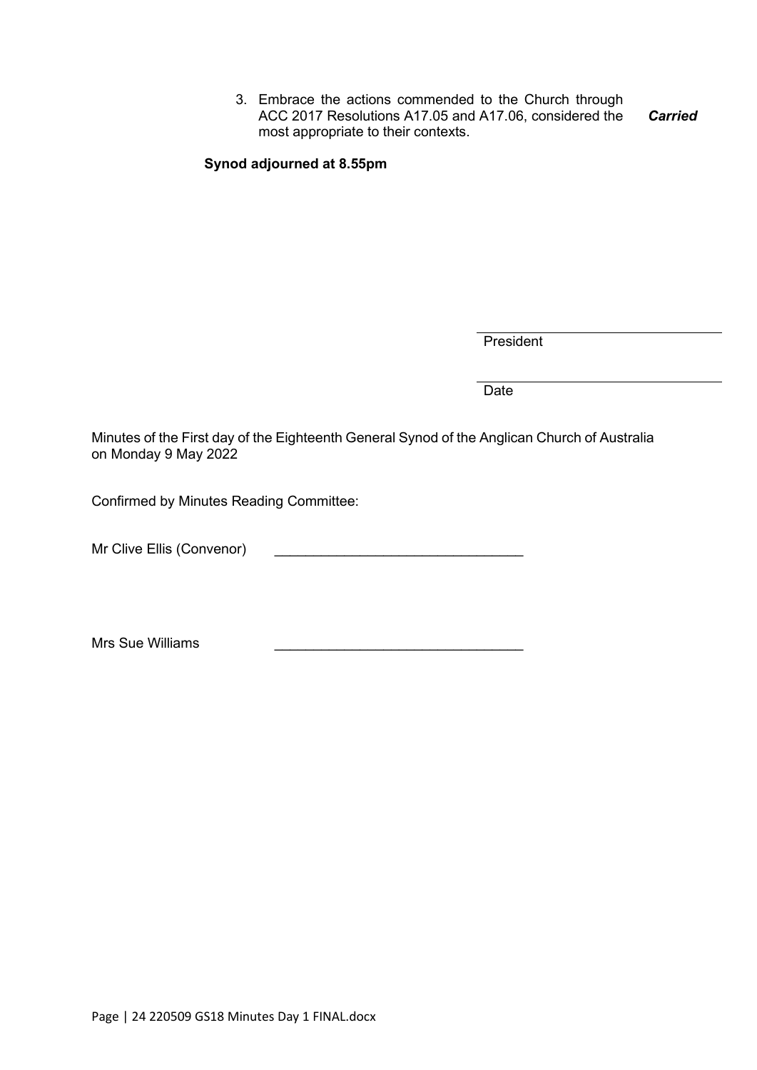3. Embrace the actions commended to the Church through ACC 2017 Resolutions A17.05 and A17.06, considered the most appropriate to their contexts. ***Carried***

**Synod adjourned at 8.55pm**

\_\_\_\_\_\_\_\_\_\_\_\_\_\_\_\_\_\_\_\_\_\_\_\_\_\_\_\_\_\_\_\_

President

\_\_\_\_\_\_\_\_\_\_\_\_\_\_\_\_\_\_\_\_\_\_\_\_\_\_\_\_\_\_\_\_

Date

Minutes of the First day of the Eighteenth General Synod of the Anglican Church of Australia on Monday 9 May 2022

Confirmed by Minutes Reading Committee:

Mr Clive Ellis (Convenor) \_\_\_\_\_\_\_\_\_\_\_\_\_\_\_\_\_\_\_\_\_\_\_\_\_\_\_\_\_\_\_\_

Mrs Sue Williams \_\_\_\_\_\_\_\_\_\_\_\_\_\_\_\_\_\_\_\_\_\_\_\_\_\_\_\_\_\_\_\_